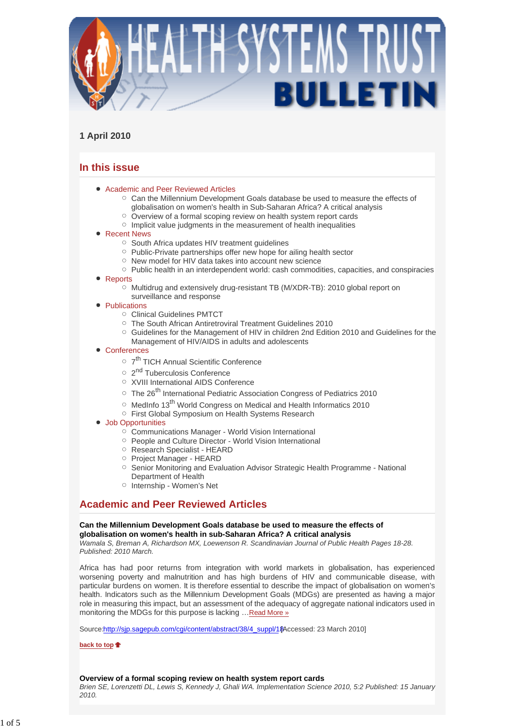# HEALTH SYSTEMS TRUST BULLETIN

**1 April 2010**

## In this issue

- Academic and Peer Reviewed Articles
  - Can the Millennium Development Goals database be used to measure the effects of globalisation on women's health in Sub-Saharan Africa? A critical analysis
  - Overview of a formal scoping review on health system report cards
  - Implicit value judgments in the measurement of health inequalities
- Recent News
  - South Africa updates HIV treatment guidelines
  - Public-Private partnerships offer new hope for ailing health sector
  - New model for HIV data takes into account new science
  - Public health in an interdependent world: cash commodities, capacities, and conspiracies
- Reports
  - Multidrug and extensively drug-resistant TB (M/XDR-TB): 2010 global report on surveillance and response
- Publications
  - Clinical Guidelines PMTCT
  - The South African Antiretroviral Treatment Guidelines 2010
  - Guidelines for the Management of HIV in children 2nd Edition 2010 and Guidelines for the Management of HIV/AIDS in adults and adolescents
- Conferences
  - 7th TICH Annual Scientific Conference
  - 2nd Tuberculosis Conference
  - XVIII International AIDS Conference
  - The 26th International Pediatric Association Congress of Pediatrics 2010
  - MedInfo 13th World Congress on Medical and Health Informatics 2010
  - First Global Symposium on Health Systems Research
- Job Opportunities
  - Communications Manager - World Vision International
  - People and Culture Director - World Vision International
  - Research Specialist - HEARD
  - Project Manager - HEARD
  - Senior Monitoring and Evaluation Advisor Strategic Health Programme - National Department of Health
  - Internship - Women's Net

## Academic and Peer Reviewed Articles

**Can the Millennium Development Goals database be used to measure the effects of globalisation on women's health in sub-Saharan Africa? A critical analysis**
*Wamala S, Breman A, Richardson MX, Loewenson R. Scandinavian Journal of Public Health Pages 18-28. Published: 2010 March.*

Africa has had poor returns from integration with world markets in globalisation, has experienced worsening poverty and malnutrition and has high burdens of HIV and communicable disease, with particular burdens on women. It is therefore essential to describe the impact of globalisation on women's health. Indicators such as the Millennium Development Goals (MDGs) are presented as having a major role in measuring this impact, but an assessment of the adequacy of aggregate national indicators used in monitoring the MDGs for this purpose is lacking …Read More »

Source:http://sjp.sagepub.com/cgi/content/abstract/38/4_suppl/18[Accessed: 23 March 2010]

back to top

**Overview of a formal scoping review on health system report cards**
*Brien SE, Lorenzetti DL, Lewis S, Kennedy J, Ghali WA. Implementation Science 2010, 5:2 Published: 15 January 2010.*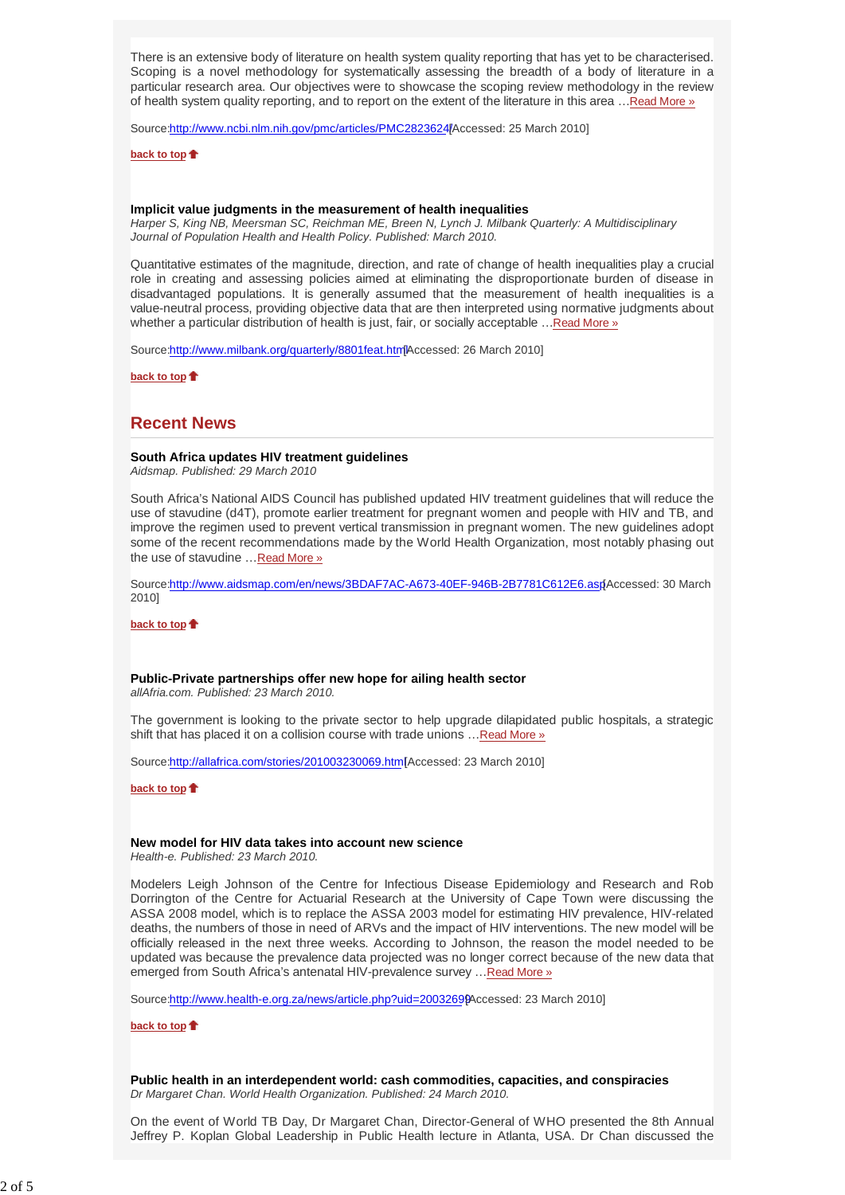There is an extensive body of literature on health system quality reporting that has yet to be characterised. Scoping is a novel methodology for systematically assessing the breadth of a body of literature in a particular research area. Our objectives were to showcase the scoping review methodology in the review of health system quality reporting, and to report on the extent of the literature in this area …Read More »

Source:http://www.ncbi.nlm.nih.gov/pmc/articles/PMC2823624/[Accessed: 25 March 2010]

**back to top**

**Implicit value judgments in the measurement of health inequalities**
*Harper S, King NB, Meersman SC, Reichman ME, Breen N, Lynch J. Milbank Quarterly: A Multidisciplinary Journal of Population Health and Health Policy. Published: March 2010.*

Quantitative estimates of the magnitude, direction, and rate of change of health inequalities play a crucial role in creating and assessing policies aimed at eliminating the disproportionate burden of disease in disadvantaged populations. It is generally assumed that the measurement of health inequalities is a value-neutral process, providing objective data that are then interpreted using normative judgments about whether a particular distribution of health is just, fair, or socially acceptable …Read More »

Source:http://www.milbank.org/quarterly/8801feat.html[Accessed: 26 March 2010]

**back to top**

## Recent News

**South Africa updates HIV treatment guidelines**
*Aidsmap. Published: 29 March 2010*

South Africa's National AIDS Council has published updated HIV treatment guidelines that will reduce the use of stavudine (d4T), promote earlier treatment for pregnant women and people with HIV and TB, and improve the regimen used to prevent vertical transmission in pregnant women. The new guidelines adopt some of the recent recommendations made by the World Health Organization, most notably phasing out the use of stavudine …Read More »

Source:http://www.aidsmap.com/en/news/3BDAF7AC-A673-40EF-946B-2B7781C612E6.asp[Accessed: 30 March 2010]

**back to top**

**Public-Private partnerships offer new hope for ailing health sector**
*allAfria.com. Published: 23 March 2010.*

The government is looking to the private sector to help upgrade dilapidated public hospitals, a strategic shift that has placed it on a collision course with trade unions …Read More »

Source:http://allafrica.com/stories/201003230069.html[Accessed: 23 March 2010]

**back to top**

**New model for HIV data takes into account new science**
*Health-e. Published: 23 March 2010.*

Modelers Leigh Johnson of the Centre for Infectious Disease Epidemiology and Research and Rob Dorrington of the Centre for Actuarial Research at the University of Cape Town were discussing the ASSA 2008 model, which is to replace the ASSA 2003 model for estimating HIV prevalence, HIV-related deaths, the numbers of those in need of ARVs and the impact of HIV interventions. The new model will be officially released in the next three weeks. According to Johnson, the reason the model needed to be updated was because the prevalence data projected was no longer correct because of the new data that emerged from South Africa's antenatal HIV-prevalence survey …Read More »

Source:http://www.health-e.org.za/news/article.php?uid=20032699[Accessed: 23 March 2010]

**back to top**

**Public health in an interdependent world: cash commodities, capacities, and conspiracies**
*Dr Margaret Chan. World Health Organization. Published: 24 March 2010.*

On the event of World TB Day, Dr Margaret Chan, Director-General of WHO presented the 8th Annual Jeffrey P. Koplan Global Leadership in Public Health lecture in Atlanta, USA. Dr Chan discussed the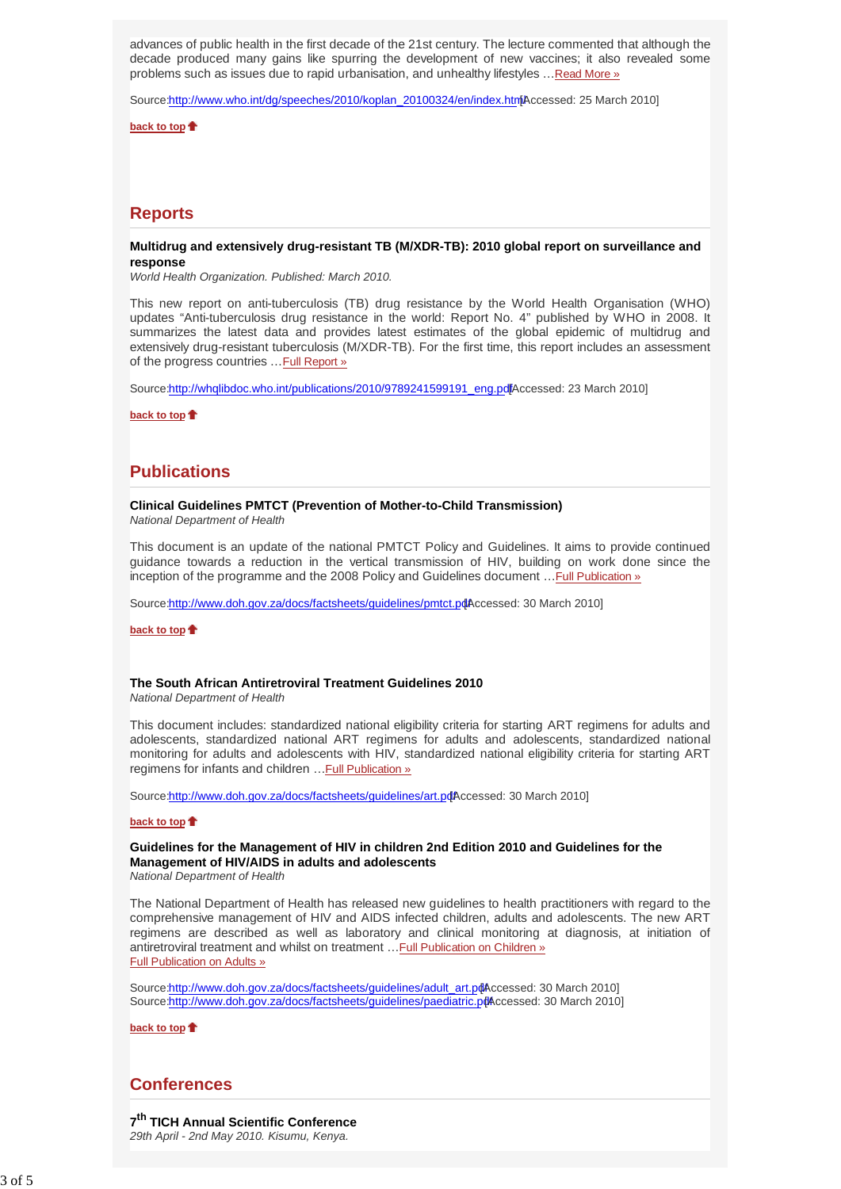advances of public health in the first decade of the 21st century. The lecture commented that although the decade produced many gains like spurring the development of new vaccines; it also revealed some problems such as issues due to rapid urbanisation, and unhealthy lifestyles …Read More »

Source:http://www.who.int/dg/speeches/2010/koplan_20100324/en/index.html [Accessed: 25 March 2010]

back to top

## Reports

**Multidrug and extensively drug-resistant TB (M/XDR-TB): 2010 global report on surveillance and response**
*World Health Organization. Published: March 2010.*

This new report on anti-tuberculosis (TB) drug resistance by the World Health Organisation (WHO) updates "Anti-tuberculosis drug resistance in the world: Report No. 4" published by WHO in 2008. It summarizes the latest data and provides latest estimates of the global epidemic of multidrug and extensively drug-resistant tuberculosis (M/XDR-TB). For the first time, this report includes an assessment of the progress countries …Full Report »

Source:http://whqlibdoc.who.int/publications/2010/9789241599191_eng.pdf [Accessed: 23 March 2010]

back to top

## Publications

**Clinical Guidelines PMTCT (Prevention of Mother-to-Child Transmission)**
*National Department of Health*

This document is an update of the national PMTCT Policy and Guidelines. It aims to provide continued guidance towards a reduction in the vertical transmission of HIV, building on work done since the inception of the programme and the 2008 Policy and Guidelines document …Full Publication »

Source:http://www.doh.gov.za/docs/factsheets/guidelines/pmtct.pdf [Accessed: 30 March 2010]

back to top

**The South African Antiretroviral Treatment Guidelines 2010**
*National Department of Health*

This document includes: standardized national eligibility criteria for starting ART regimens for adults and adolescents, standardized national ART regimens for adults and adolescents, standardized national monitoring for adults and adolescents with HIV, standardized national eligibility criteria for starting ART regimens for infants and children …Full Publication »

Source:http://www.doh.gov.za/docs/factsheets/guidelines/art.pdf [Accessed: 30 March 2010]

back to top

**Guidelines for the Management of HIV in children 2nd Edition 2010 and Guidelines for the Management of HIV/AIDS in adults and adolescents**
*National Department of Health*

The National Department of Health has released new guidelines to health practitioners with regard to the comprehensive management of HIV and AIDS infected children, adults and adolescents. The new ART regimens are described as well as laboratory and clinical monitoring at diagnosis, at initiation of antiretroviral treatment and whilst on treatment …Full Publication on Children »
Full Publication on Adults »

Source:http://www.doh.gov.za/docs/factsheets/guidelines/adult_art.pdf [Accessed: 30 March 2010]
Source:http://www.doh.gov.za/docs/factsheets/guidelines/paediatric.pdf [Accessed: 30 March 2010]

back to top

## Conferences

**7th TICH Annual Scientific Conference**
*29th April - 2nd May 2010. Kisumu, Kenya.*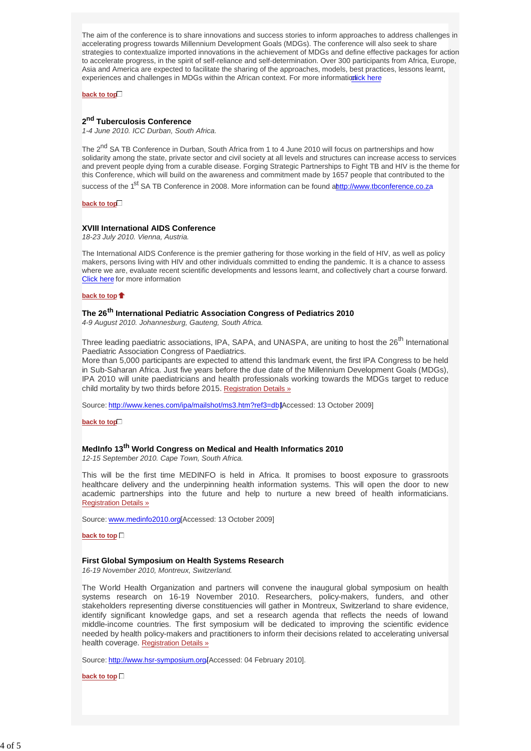The aim of the conference is to share innovations and success stories to inform approaches to address challenges in accelerating progress towards Millennium Development Goals (MDGs). The conference will also seek to share strategies to contextualize imported innovations in the achievement of MDGs and define effective packages for action to accelerate progress, in the spirit of self-reliance and self-determination. Over 300 participants from Africa, Europe, Asia and America are expected to facilitate the sharing of the approaches, models, best practices, lessons learnt, experiences and challenges in MDGs within the African context. For more information click here

**back to top**

### 2nd Tuberculosis Conference

*1-4 June 2010. ICC Durban, South Africa.*

The 2nd SA TB Conference in Durban, South Africa from 1 to 4 June 2010 will focus on partnerships and how solidarity among the state, private sector and civil society at all levels and structures can increase access to services and prevent people dying from a curable disease. Forging Strategic Partnerships to Fight TB and HIV is the theme for this Conference, which will build on the awareness and commitment made by 1657 people that contributed to the success of the 1st SA TB Conference in 2008. More information can be found at http://www.tbconference.co.za

**back to top**

### XVIII International AIDS Conference

*18-23 July 2010. Vienna, Austria.*

The International AIDS Conference is the premier gathering for those working in the field of HIV, as well as policy makers, persons living with HIV and other individuals committed to ending the pandemic. It is a chance to assess where we are, evaluate recent scientific developments and lessons learnt, and collectively chart a course forward. Click here for more information

**back to top**

### The 26th International Pediatric Association Congress of Pediatrics 2010

*4-9 August 2010. Johannesburg, Gauteng, South Africa.*

Three leading paediatric associations, IPA, SAPA, and UNASPA, are uniting to host the 26th International Paediatric Association Congress of Paediatrics.

More than 5,000 participants are expected to attend this landmark event, the first IPA Congress to be held in Sub-Saharan Africa. Just five years before the due date of the Millennium Development Goals (MDGs), IPA 2010 will unite paediatricians and health professionals working towards the MDGs target to reduce child mortality by two thirds before 2015. Registration Details »

Source: http://www.kenes.com/ipa/mailshot/ms3.htm?ref3=db1 [Accessed: 13 October 2009]

**back to top**

### MedInfo 13th World Congress on Medical and Health Informatics 2010

*12-15 September 2010. Cape Town, South Africa.*

This will be the first time MEDINFO is held in Africa. It promises to boost exposure to grassroots healthcare delivery and the underpinning health information systems. This will open the door to new academic partnerships into the future and help to nurture a new breed of health informaticians. Registration Details »

Source: www.medinfo2010.org [Accessed: 13 October 2009]

**back to top**

### First Global Symposium on Health Systems Research

*16-19 November 2010, Montreux, Switzerland.*

The World Health Organization and partners will convene the inaugural global symposium on health systems research on 16-19 November 2010. Researchers, policy-makers, funders, and other stakeholders representing diverse constituencies will gather in Montreux, Switzerland to share evidence, identify significant knowledge gaps, and set a research agenda that reflects the needs of lowand middle-income countries. The first symposium will be dedicated to improving the scientific evidence needed by health policy-makers and practitioners to inform their decisions related to accelerating universal health coverage. Registration Details »

Source: http://www.hsr-symposium.org/ [Accessed: 04 February 2010].

**back to top**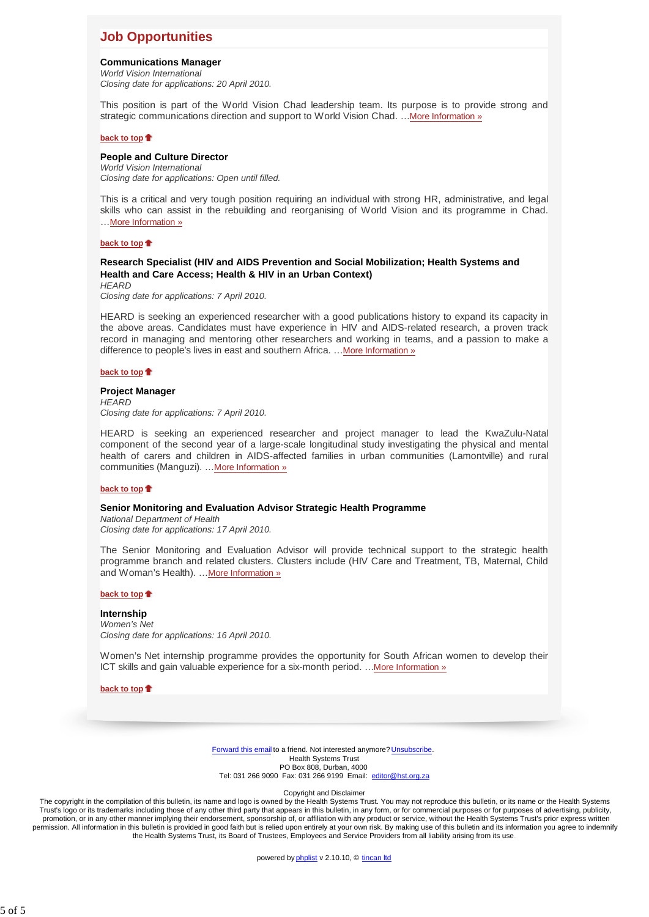## Job Opportunities

**Communications Manager**
*World Vision International*
*Closing date for applications: 20 April 2010.*

This position is part of the World Vision Chad leadership team. Its purpose is to provide strong and strategic communications direction and support to World Vision Chad. …More Information »

**back to top**

**People and Culture Director**
*World Vision International*
*Closing date for applications: Open until filled.*

This is a critical and very tough position requiring an individual with strong HR, administrative, and legal skills who can assist in the rebuilding and reorganising of World Vision and its programme in Chad. …More Information »

**back to top**

**Research Specialist (HIV and AIDS Prevention and Social Mobilization; Health Systems and Health and Care Access; Health & HIV in an Urban Context)**
*HEARD*
*Closing date for applications: 7 April 2010.*

HEARD is seeking an experienced researcher with a good publications history to expand its capacity in the above areas. Candidates must have experience in HIV and AIDS-related research, a proven track record in managing and mentoring other researchers and working in teams, and a passion to make a difference to people's lives in east and southern Africa. …More Information »

**back to top**

**Project Manager**
*HEARD*
*Closing date for applications: 7 April 2010.*

HEARD is seeking an experienced researcher and project manager to lead the KwaZulu-Natal component of the second year of a large-scale longitudinal study investigating the physical and mental health of carers and children in AIDS-affected families in urban communities (Lamontville) and rural communities (Manguzi). …More Information »

**back to top**

**Senior Monitoring and Evaluation Advisor Strategic Health Programme**
*National Department of Health*
*Closing date for applications: 17 April 2010.*

The Senior Monitoring and Evaluation Advisor will provide technical support to the strategic health programme branch and related clusters. Clusters include (HIV Care and Treatment, TB, Maternal, Child and Woman's Health). …More Information »

**back to top**

**Internship**
*Women's Net*
*Closing date for applications: 16 April 2010.*

Women's Net internship programme provides the opportunity for South African women to develop their ICT skills and gain valuable experience for a six-month period. …More Information »

**back to top**

Forward this email to a friend. Not interested anymore? Unsubscribe.
Health Systems Trust
PO Box 808, Durban, 4000
Tel: 031 266 9090 Fax: 031 266 9199 Email: editor@hst.org.za

Copyright and Disclaimer
The copyright in the compilation of this bulletin, its name and logo is owned by the Health Systems Trust. You may not reproduce this bulletin, or its name or the Health Systems Trust's logo or its trademarks including those of any other third party that appears in this bulletin, in any form, or for commercial purposes or for purposes of advertising, publicity, promotion, or in any other manner implying their endorsement, sponsorship of, or affiliation with any product or service, without the Health Systems Trust's prior express written permission. All information in this bulletin is provided in good faith but is relied upon entirely at your own risk. By making use of this bulletin and its information you agree to indemnify the Health Systems Trust, its Board of Trustees, Employees and Service Providers from all liability arising from its use.

powered by phplist v 2.10.10, © tincan ltd